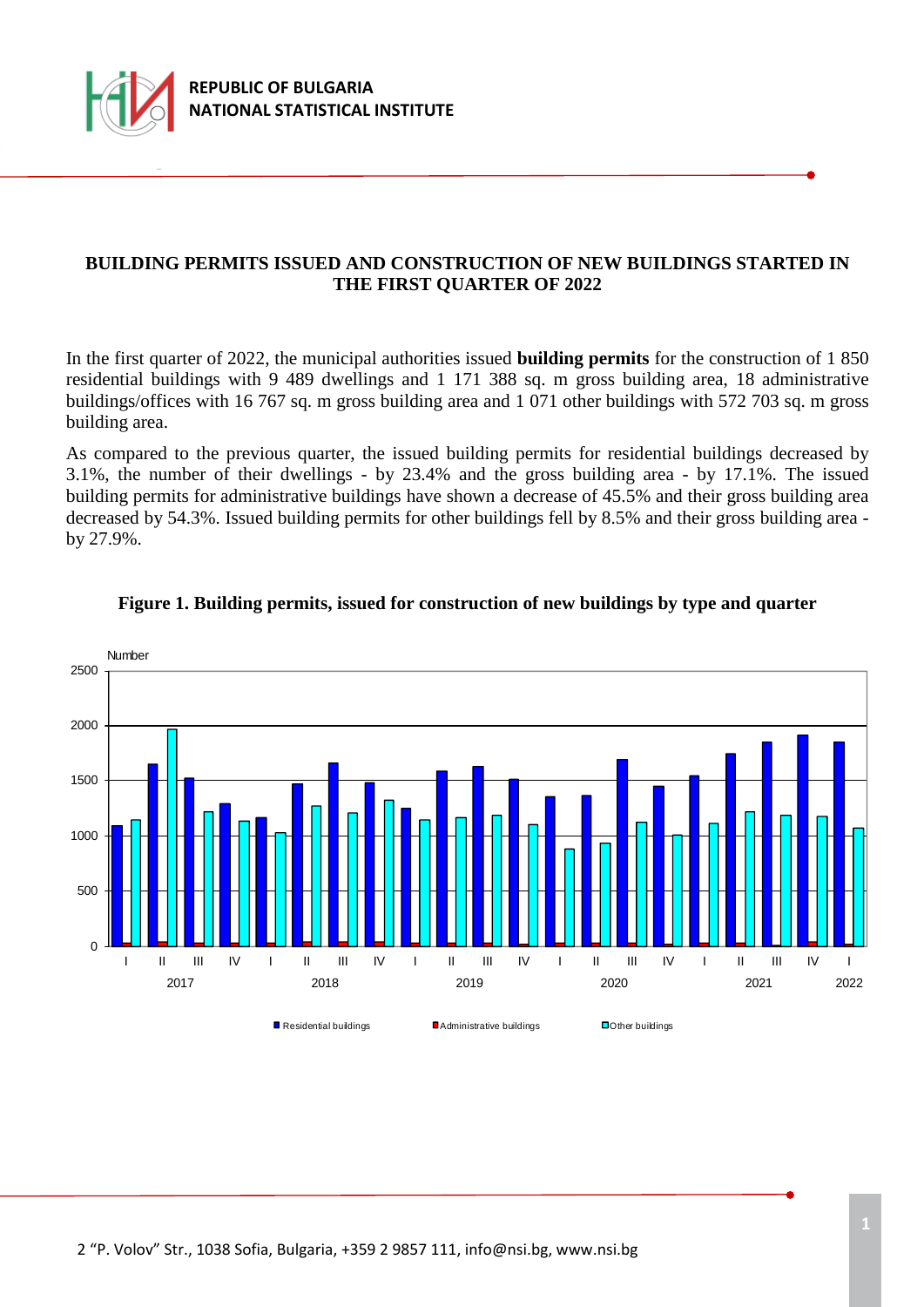REPUBLIC OF BULGARIA
NATIONAL STATISTICAL INSTITUTE

# BUILDING PERMITS ISSUED AND CONSTRUCTION OF NEW BUILDINGS STARTED IN THE FIRST QUARTER OF 2022

In the first quarter of 2022, the municipal authorities issued **building permits** for the construction of 1 850 residential buildings with 9 489 dwellings and 1 171 388 sq. m gross building area, 18 administrative buildings/offices with 16 767 sq. m gross building area and 1 071 other buildings with 572 703 sq. m gross building area.

As compared to the previous quarter, the issued building permits for residential buildings decreased by 3.1%, the number of their dwellings - by 23.4% and the gross building area - by 17.1%. The issued building permits for administrative buildings have shown a decrease of 45.5% and their gross building area decreased by 54.3%. Issued building permits for other buildings fell by 8.5% and their gross building area - by 27.9%.

**Figure 1. Building permits, issued for construction of new buildings by type and quarter**

2 "P. Volov" Str., 1038 Sofia, Bulgaria, +359 2 9857 111, info@nsi.bg, www.nsi.bg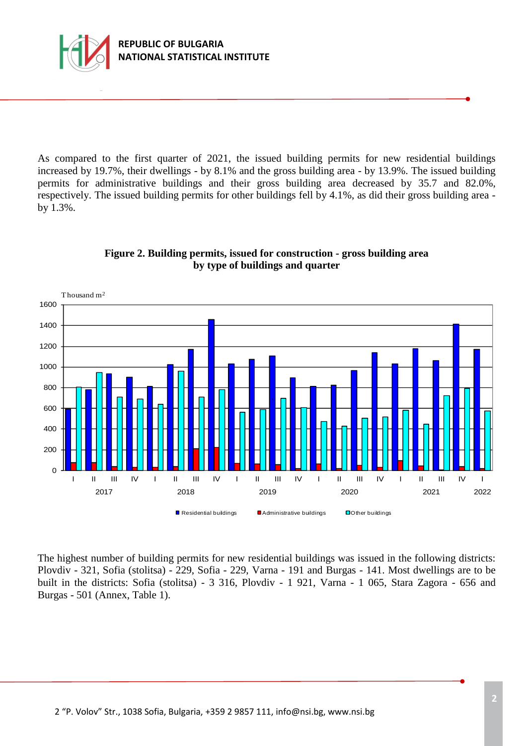As compared to the first quarter of 2021, the issued building permits for new residential buildings increased by 19.7%, their dwellings - by 8.1% and the gross building area - by 13.9%. The issued building permits for administrative buildings and their gross building area decreased by 35.7 and 82.0%, respectively. The issued building permits for other buildings fell by 4.1%, as did their gross building area - by 1.3%.

**Figure 2. Building permits, issued for construction - gross building area by type of buildings and quarter**

The highest number of building permits for new residential buildings was issued in the following districts: Plovdiv - 321, Sofia (stolitsa) - 229, Sofia - 229, Varna - 191 and Burgas - 141. Most dwellings are to be built in the districts: Sofia (stolitsa) - 3 316, Plovdiv - 1 921, Varna - 1 065, Stara Zagora - 656 and Burgas - 501 (Annex, Table 1).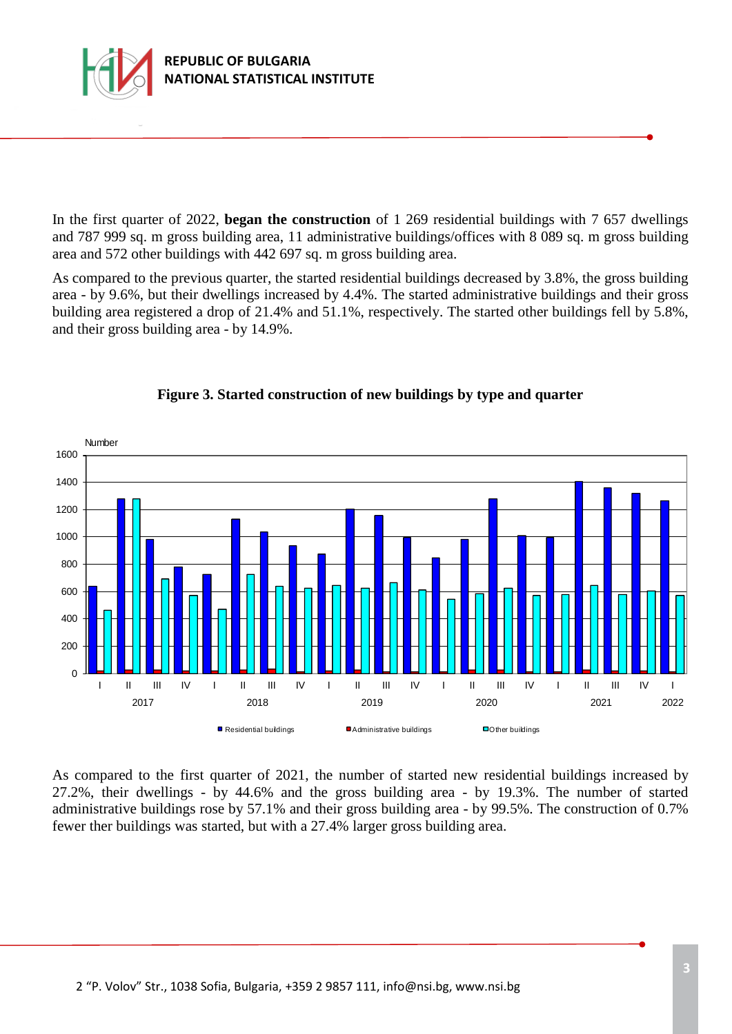In the first quarter of 2022, **began the construction** of 1 269 residential buildings with 7 657 dwellings and 787 999 sq. m gross building area, 11 administrative buildings/offices with 8 089 sq. m gross building area and 572 other buildings with 442 697 sq. m gross building area.

As compared to the previous quarter, the started residential buildings decreased by 3.8%, the gross building area - by 9.6%, but their dwellings increased by 4.4%. The started administrative buildings and their gross building area registered a drop of 21.4% and 51.1%, respectively. The started other buildings fell by 5.8%, and their gross building area - by 14.9%.

**Figure 3. Started construction of new buildings by type and quarter**

As compared to the first quarter of 2021, the number of started new residential buildings increased by 27.2%, their dwellings - by 44.6% and the gross building area - by 19.3%. The number of started administrative buildings rose by 57.1% and their gross building area - by 99.5%. The construction of 0.7% fewer ther buildings was started, but with a 27.4% larger gross building area.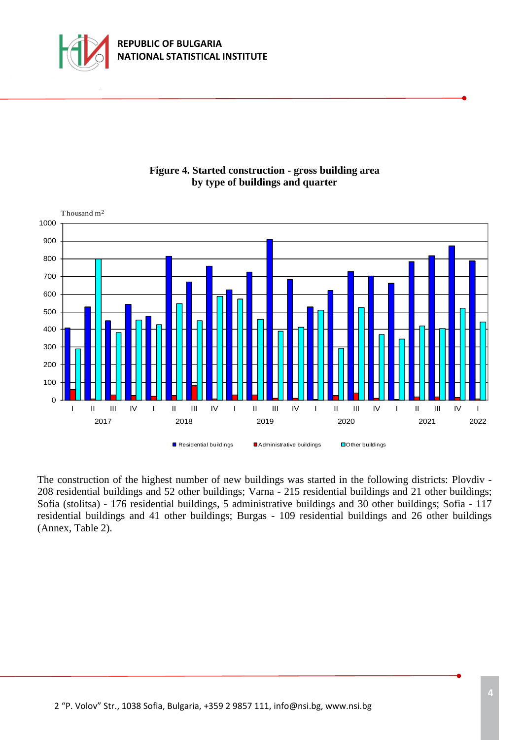**Figure 4. Started construction - gross building area by type of buildings and quarter**

The construction of the highest number of new buildings was started in the following districts: Plovdiv - 208 residential buildings and 52 other buildings; Varna - 215 residential buildings and 21 other buildings; Sofia (stolitsa) - 176 residential buildings, 5 administrative buildings and 30 other buildings; Sofia - 117 residential buildings and 41 other buildings; Burgas - 109 residential buildings and 26 other buildings (Annex, Table 2).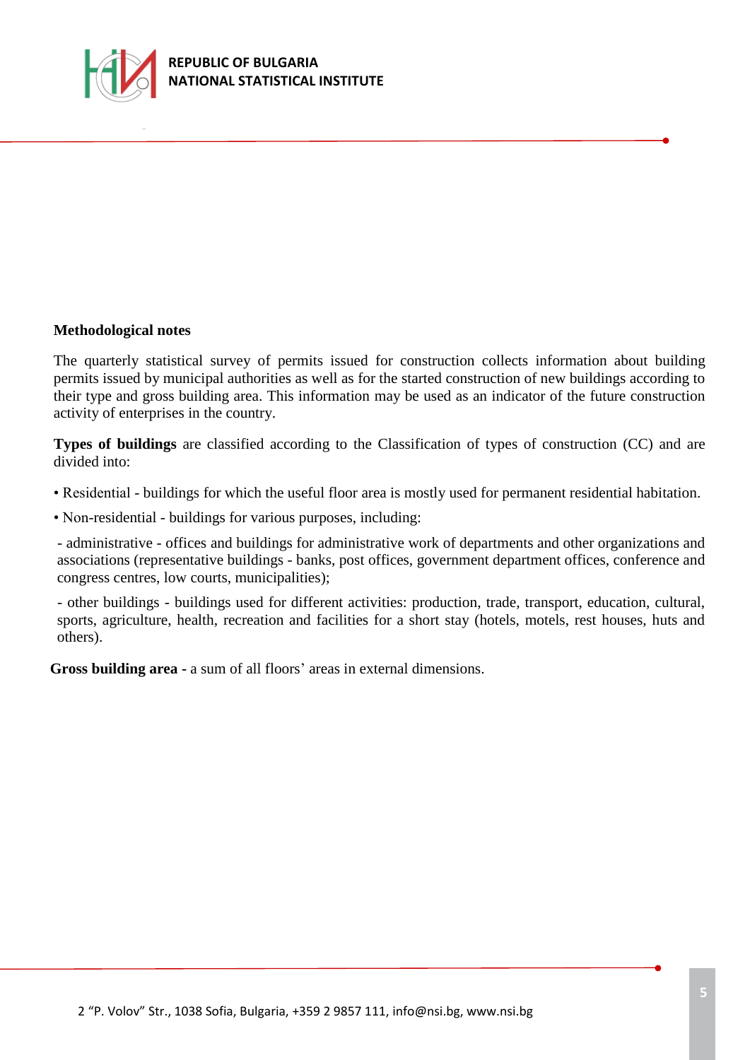## Methodological notes

The quarterly statistical survey of permits issued for construction collects information about building permits issued by municipal authorities as well as for the started construction of new buildings according to their type and gross building area. This information may be used as an indicator of the future construction activity of enterprises in the country.

**Types of buildings** are classified according to the Classification of types of construction (CC) and are divided into:

• Residential - buildings for which the useful floor area is mostly used for permanent residential habitation.

• Non-residential - buildings for various purposes, including:

- administrative - offices and buildings for administrative work of departments and other organizations and associations (representative buildings - banks, post offices, government department offices, conference and congress centres, low courts, municipalities);

- other buildings - buildings used for different activities: production, trade, transport, education, cultural, sports, agriculture, health, recreation and facilities for a short stay (hotels, motels, rest houses, huts and others).

**Gross building area -** a sum of all floors' areas in external dimensions.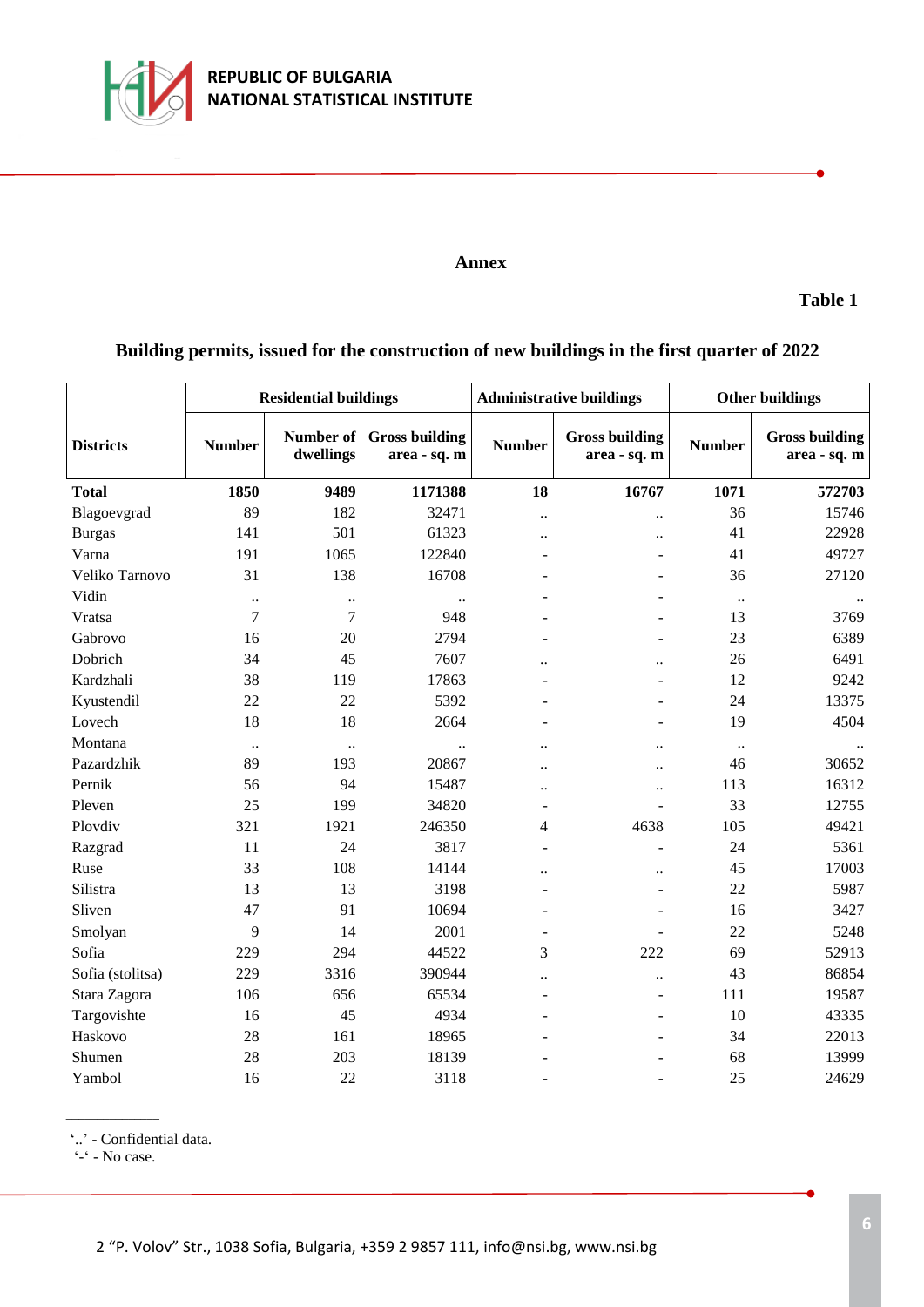**Annex**

**Table 1**

**Building permits, issued for the construction of new buildings in the first quarter of 2022**

| Districts | Residential buildings | | | Administrative buildings | | Other buildings | |
|---|---|---|---|---|---|---|---|
| | Number | Number of dwellings | Gross building area - sq. m | Number | Gross building area - sq. m | Number | Gross building area - sq. m |
| **Total** | **1850** | **9489** | **1171388** | **18** | **16767** | **1071** | **572703** |
| Blagoevgrad | 89 | 182 | 32471 | .. | .. | 36 | 15746 |
| Burgas | 141 | 501 | 61323 | .. | .. | 41 | 22928 |
| Varna | 191 | 1065 | 122840 | - | - | 41 | 49727 |
| Veliko Tarnovo | 31 | 138 | 16708 | - | - | 36 | 27120 |
| Vidin | .. | .. | .. | - | - | .. | .. |
| Vratsa | 7 | 7 | 948 | - | - | 13 | 3769 |
| Gabrovo | 16 | 20 | 2794 | - | - | 23 | 6389 |
| Dobrich | 34 | 45 | 7607 | .. | .. | 26 | 6491 |
| Kardzhali | 38 | 119 | 17863 | - | - | 12 | 9242 |
| Kyustendil | 22 | 22 | 5392 | - | - | 24 | 13375 |
| Lovech | 18 | 18 | 2664 | - | - | 19 | 4504 |
| Montana | .. | .. | .. | .. | .. | .. | .. |
| Pazardzhik | 89 | 193 | 20867 | .. | .. | 46 | 30652 |
| Pernik | 56 | 94 | 15487 | .. | .. | 113 | 16312 |
| Pleven | 25 | 199 | 34820 | - | - | 33 | 12755 |
| Plovdiv | 321 | 1921 | 246350 | 4 | 4638 | 105 | 49421 |
| Razgrad | 11 | 24 | 3817 | - | - | 24 | 5361 |
| Ruse | 33 | 108 | 14144 | .. | .. | 45 | 17003 |
| Silistra | 13 | 13 | 3198 | - | - | 22 | 5987 |
| Sliven | 47 | 91 | 10694 | - | - | 16 | 3427 |
| Smolyan | 9 | 14 | 2001 | - | - | 22 | 5248 |
| Sofia | 229 | 294 | 44522 | 3 | 222 | 69 | 52913 |
| Sofia (stolitsa) | 229 | 3316 | 390944 | .. | .. | 43 | 86854 |
| Stara Zagora | 106 | 656 | 65534 | - | - | 111 | 19587 |
| Targovishte | 16 | 45 | 4934 | - | - | 10 | 43335 |
| Haskovo | 28 | 161 | 18965 | - | - | 34 | 22013 |
| Shumen | 28 | 203 | 18139 | - | - | 68 | 13999 |
| Yambol | 16 | 22 | 3118 | - | - | 25 | 24629 |

‘..’ - Confidential data.
‘-‘ - No case.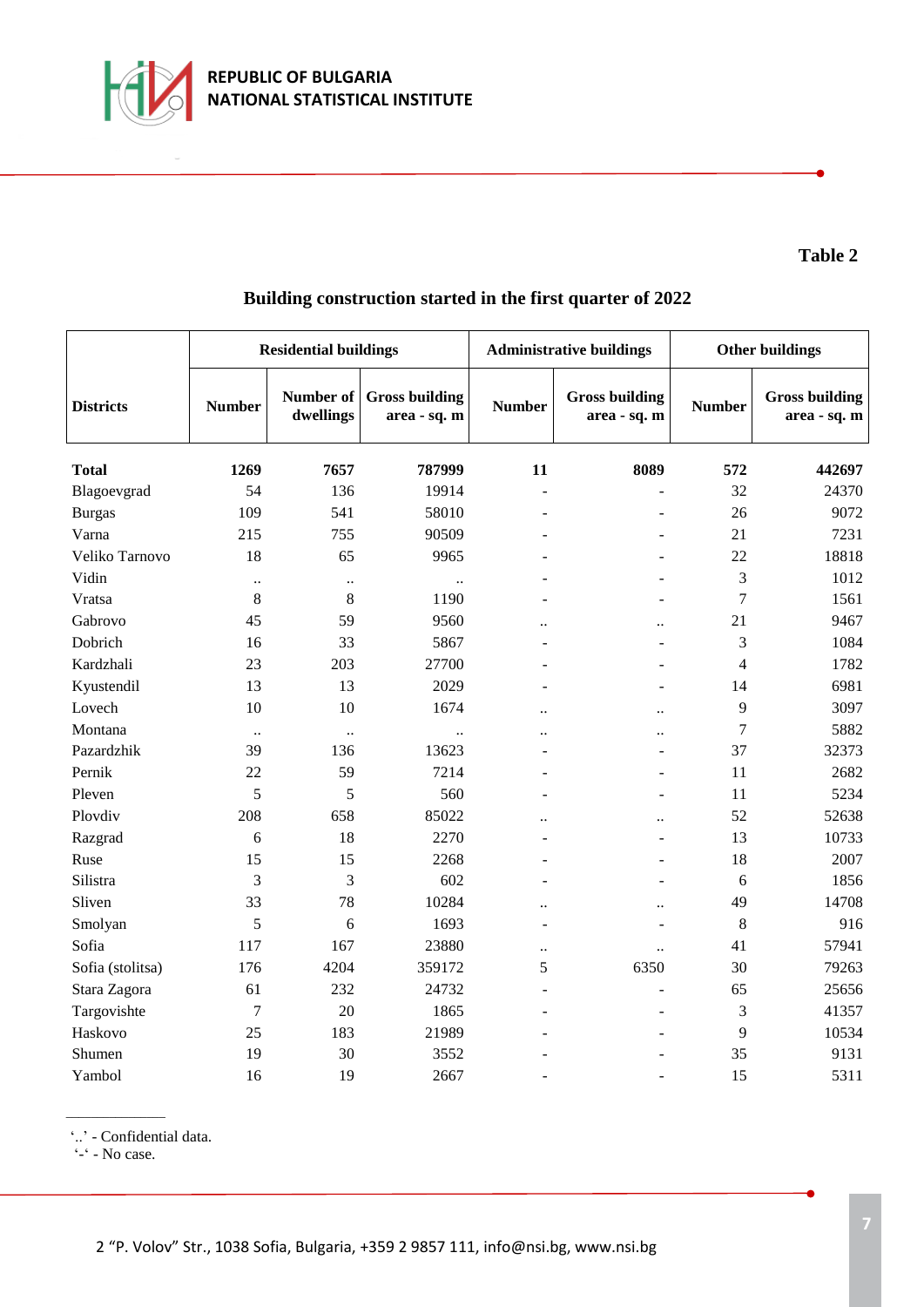**Table 2**

## Building construction started in the first quarter of 2022

| Districts | Residential buildings | | | Administrative buildings | | Other buildings | |
|---|---|---|---|---|---|---|---|
| | Number | Number of dwellings | Gross building area - sq. m | Number | Gross building area - sq. m | Number | Gross building area - sq. m |
| **Total** | **1269** | **7657** | **787999** | **11** | **8089** | **572** | **442697** |
| Blagoevgrad | 54 | 136 | 19914 | - | - | 32 | 24370 |
| Burgas | 109 | 541 | 58010 | - | - | 26 | 9072 |
| Varna | 215 | 755 | 90509 | - | - | 21 | 7231 |
| Veliko Tarnovo | 18 | 65 | 9965 | - | - | 22 | 18818 |
| Vidin | .. | .. | .. | - | - | 3 | 1012 |
| Vratsa | 8 | 8 | 1190 | - | - | 7 | 1561 |
| Gabrovo | 45 | 59 | 9560 | .. | .. | 21 | 9467 |
| Dobrich | 16 | 33 | 5867 | - | - | 3 | 1084 |
| Kardzhali | 23 | 203 | 27700 | - | - | 4 | 1782 |
| Kyustendil | 13 | 13 | 2029 | - | - | 14 | 6981 |
| Lovech | 10 | 10 | 1674 | .. | .. | 9 | 3097 |
| Montana | .. | .. | .. | .. | .. | 7 | 5882 |
| Pazardzhik | 39 | 136 | 13623 | - | - | 37 | 32373 |
| Pernik | 22 | 59 | 7214 | - | - | 11 | 2682 |
| Pleven | 5 | 5 | 560 | - | - | 11 | 5234 |
| Plovdiv | 208 | 658 | 85022 | .. | .. | 52 | 52638 |
| Razgrad | 6 | 18 | 2270 | - | - | 13 | 10733 |
| Ruse | 15 | 15 | 2268 | - | - | 18 | 2007 |
| Silistra | 3 | 3 | 602 | - | - | 6 | 1856 |
| Sliven | 33 | 78 | 10284 | .. | .. | 49 | 14708 |
| Smolyan | 5 | 6 | 1693 | - | - | 8 | 916 |
| Sofia | 117 | 167 | 23880 | .. | .. | 41 | 57941 |
| Sofia (stolitsa) | 176 | 4204 | 359172 | 5 | 6350 | 30 | 79263 |
| Stara Zagora | 61 | 232 | 24732 | - | - | 65 | 25656 |
| Targovishte | 7 | 20 | 1865 | - | - | 3 | 41357 |
| Haskovo | 25 | 183 | 21989 | - | - | 9 | 10534 |
| Shumen | 19 | 30 | 3552 | - | - | 35 | 9131 |
| Yambol | 16 | 19 | 2667 | - | - | 15 | 5311 |

'..' - Confidential data.
'-' - No case.